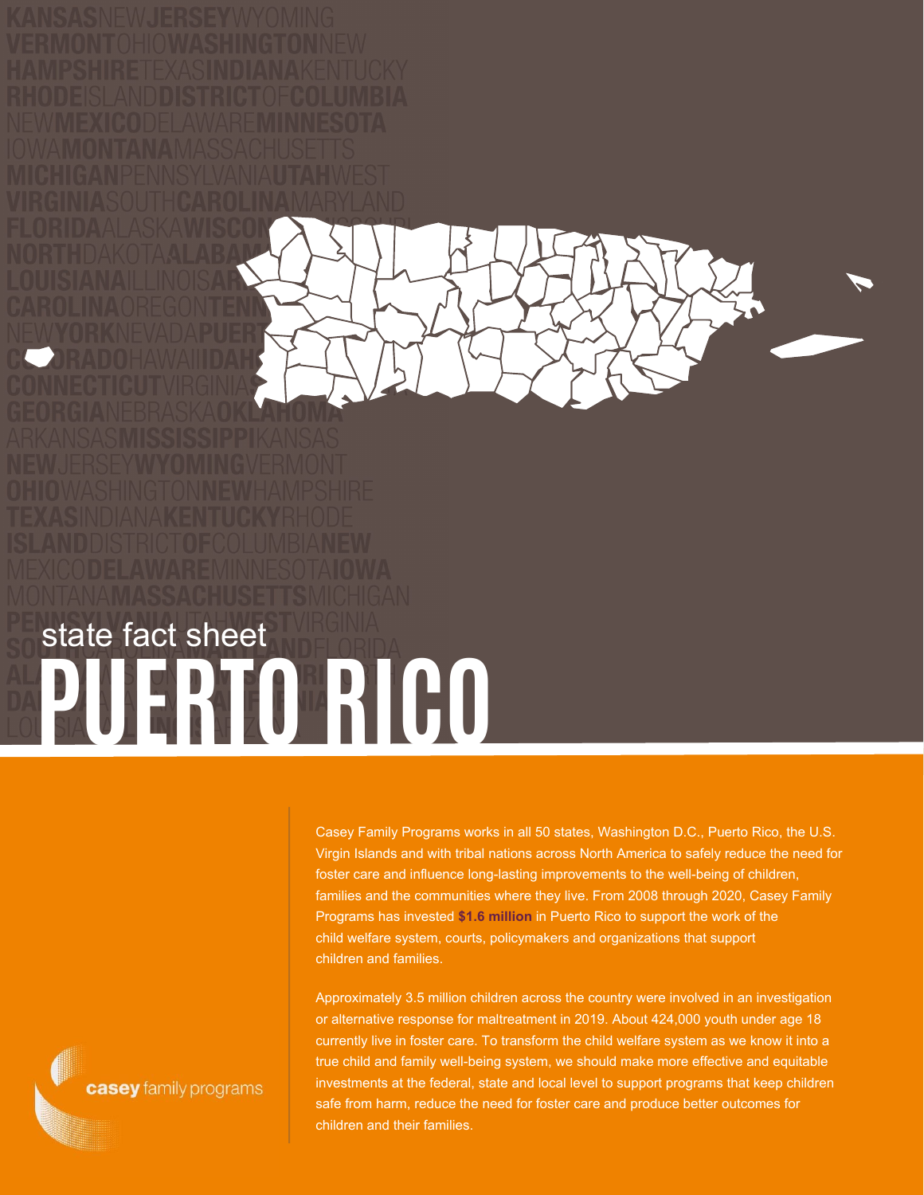state fact sheet

# PUERTO RICO

Casey Family Programs works in all 50 states, Washington D.C., Puerto Rico, the U.S. Virgin Islands and with tribal nations across North America to safely reduce the need for foster care and influence long-lasting improvements to the well-being of children, families and the communities where they live. From 2008 through 2020, Casey Family Programs has invested **$1.6 million** in Puerto Rico to support the work of the child welfare system, courts, policymakers and organizations that support children and families.

Approximately 3.5 million children across the country were involved in an investigation or alternative response for maltreatment in 2019. About 424,000 youth under age 18 currently live in foster care. To transform the child welfare system as we know it into a true child and family well-being system, we should make more effective and equitable investments at the federal, state and local level to support programs that keep children safe from harm, reduce the need for foster care and produce better outcomes for children and their families.

casey family programs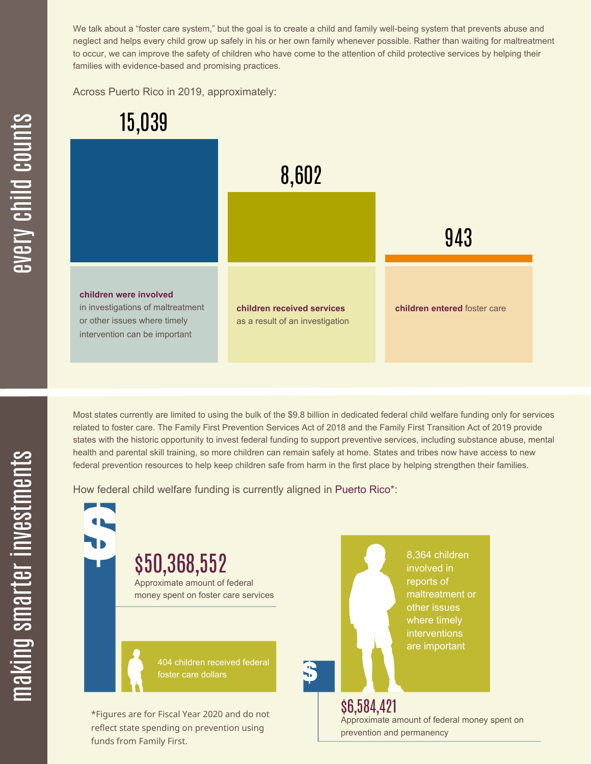## every child counts

We talk about a "foster care system," but the goal is to create a child and family well-being system that prevents abuse and neglect and helps every child grow up safely in his or her own family whenever possible. Rather than waiting for maltreatment to occur, we can improve the safety of children who have come to the attention of child protective services by helping their families with evidence-based and promising practices.

Across Puerto Rico in 2019, approximately:

**15,039**

**children were involved** in investigations of maltreatment or other issues where timely intervention can be important

**8,602**

**children received services** as a result of an investigation

**943**

**children entered** foster care

## making smarter investments

Most states currently are limited to using the bulk of the $9.8 billion in dedicated federal child welfare funding only for services related to foster care. The Family First Prevention Services Act of 2018 and the Family First Transition Act of 2019 provide states with the historic opportunity to invest federal funding to support preventive services, including substance abuse, mental health and parental skill training, so more children can remain safely at home. States and tribes now have access to new federal prevention resources to help keep children safe from harm in the first place by helping strengthen their families.

How federal child welfare funding is currently aligned in Puerto Rico*:

**$50,368,552**
Approximate amount of federal money spent on foster care services

404 children received federal foster care dollars

8,364 children involved in reports of maltreatment or other issues where timely interventions are important

**$6,584,421**
Approximate amount of federal money spent on prevention and permanency

*Figures are for Fiscal Year 2020 and do not reflect state spending on prevention using funds from Family First.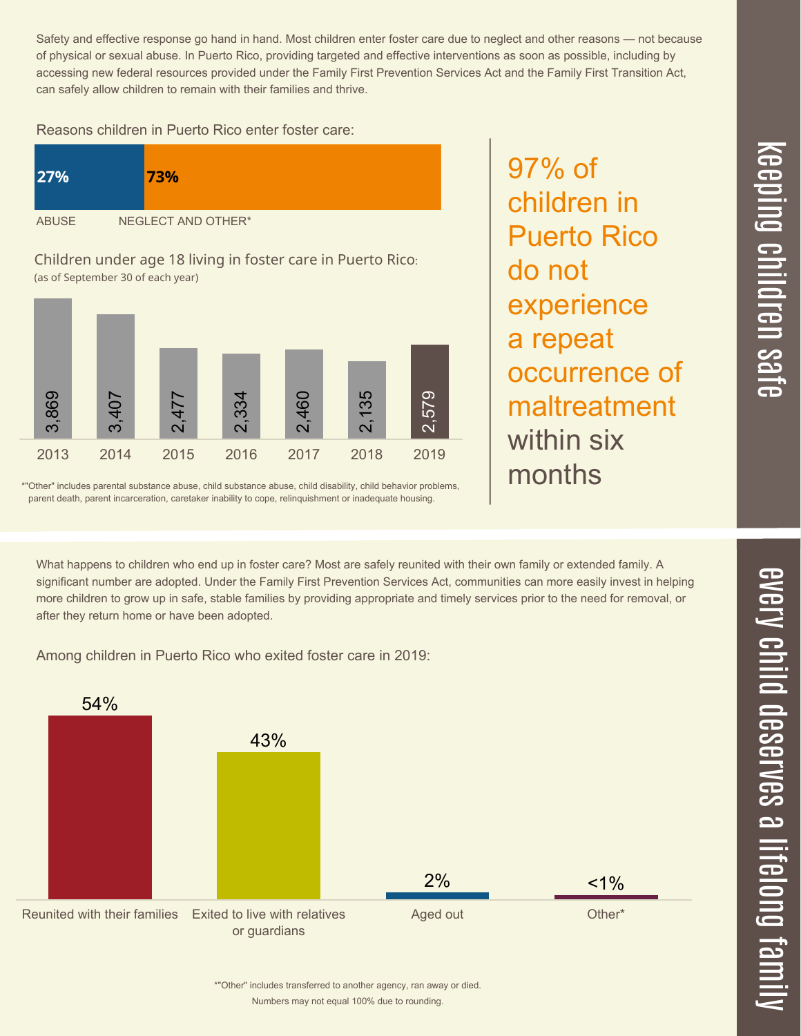## keeping children safe

Safety and effective response go hand in hand. Most children enter foster care due to neglect and other reasons — not because of physical or sexual abuse. In Puerto Rico, providing targeted and effective interventions as soon as possible, including by accessing new federal resources provided under the Family First Prevention Services Act and the Family First Transition Act, can safely allow children to remain with their families and thrive.

Reasons children in Puerto Rico enter foster care:

| ABUSE | NEGLECT AND OTHER* |
| --- | --- |
| 27% | 73% |

Children under age 18 living in foster care in Puerto Rico:
(as of September 30 of each year)

| 2013 | 2014 | 2015 | 2016 | 2017 | 2018 | 2019 |
| --- | --- | --- | --- | --- | --- | --- |
| 3,869 | 3,407 | 2,477 | 2,334 | 2,460 | 2,135 | 2,579 |

*"Other" includes parental substance abuse, child substance abuse, child disability, child behavior problems, parent death, parent incarceration, caretaker inability to cope, relinquishment or inadequate housing.

**97% of children in Puerto Rico do not experience a repeat occurrence of maltreatment within six months**

## every child deserves a lifelong family

What happens to children who end up in foster care? Most are safely reunited with their own family or extended family. A significant number are adopted. Under the Family First Prevention Services Act, communities can more easily invest in helping more children to grow up in safe, stable families by providing appropriate and timely services prior to the need for removal, or after they return home or have been adopted.

Among children in Puerto Rico who exited foster care in 2019:

| Reunited with their families | Exited to live with relatives or guardians | Aged out | Other* |
| --- | --- | --- | --- |
| 54% | 43% | 2% | <1% |

*"Other" includes transferred to another agency, ran away or died.
Numbers may not equal 100% due to rounding.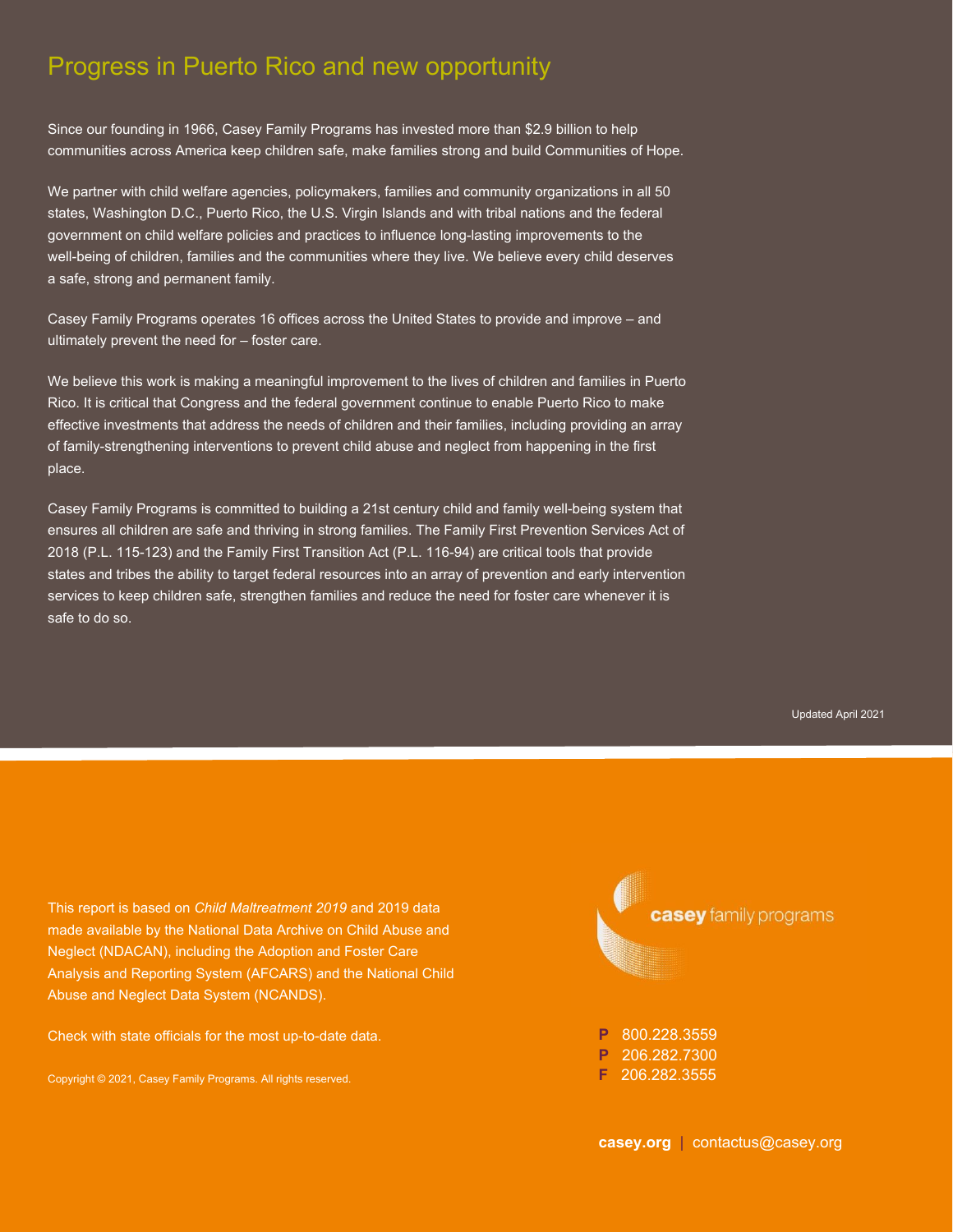## Progress in Puerto Rico and new opportunity

Since our founding in 1966, Casey Family Programs has invested more than $2.9 billion to help communities across America keep children safe, make families strong and build Communities of Hope.

We partner with child welfare agencies, policymakers, families and community organizations in all 50 states, Washington D.C., Puerto Rico, the U.S. Virgin Islands and with tribal nations and the federal government on child welfare policies and practices to influence long-lasting improvements to the well-being of children, families and the communities where they live. We believe every child deserves a safe, strong and permanent family.

Casey Family Programs operates 16 offices across the United States to provide and improve – and ultimately prevent the need for – foster care.

We believe this work is making a meaningful improvement to the lives of children and families in Puerto Rico. It is critical that Congress and the federal government continue to enable Puerto Rico to make effective investments that address the needs of children and their families, including providing an array of family-strengthening interventions to prevent child abuse and neglect from happening in the first place.

Casey Family Programs is committed to building a 21st century child and family well-being system that ensures all children are safe and thriving in strong families. The Family First Prevention Services Act of 2018 (P.L. 115-123) and the Family First Transition Act (P.L. 116-94) are critical tools that provide states and tribes the ability to target federal resources into an array of prevention and early intervention services to keep children safe, strengthen families and reduce the need for foster care whenever it is safe to do so.

Updated April 2021

This report is based on *Child Maltreatment 2019* and 2019 data made available by the National Data Archive on Child Abuse and Neglect (NDACAN), including the Adoption and Foster Care Analysis and Reporting System (AFCARS) and the National Child Abuse and Neglect Data System (NCANDS).

Check with state officials for the most up-to-date data.

Copyright © 2021, Casey Family Programs. All rights reserved.

**casey** family programs

**P** 800.228.3559
**P** 206.282.7300
**F** 206.282.3555

**casey.org** | contactus@casey.org